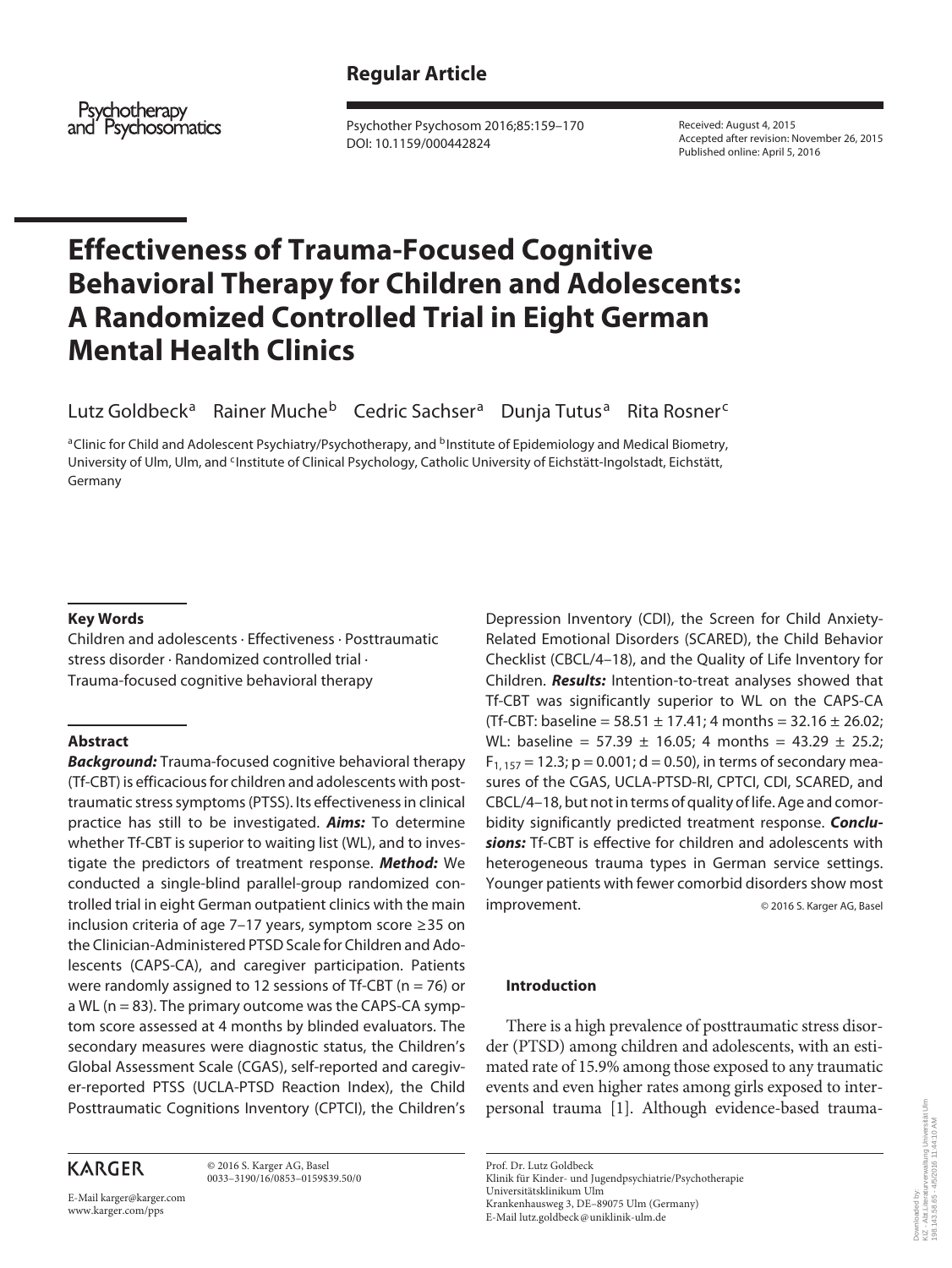Regular Article

Psychotherapy and Psychosomatics

Received: August 4, 2015
Accepted after revision: November 26, 2015
Published online: April 5, 2016

# Effectiveness of Trauma-Focused Cognitive Behavioral Therapy for Children and Adolescents: A Randomized Controlled Trial in Eight German Mental Health Clinics

Lutz Goldbeck[a] Rainer Muche[b] Cedric Sachser[a] Dunja Tutus[a] Rita Rosner[c]

[a]Clinic for Child and Adolescent Psychiatry/Psychotherapy, and [b]Institute of Epidemiology and Medical Biometry, University of Ulm, Ulm, and [c]Institute of Clinical Psychology, Catholic University of Eichstätt-Ingolstadt, Eichstätt, Germany

### Key Words

Children and adolescents · Effectiveness · Posttraumatic stress disorder · Randomized controlled trial · Trauma-focused cognitive behavioral therapy

### Abstract

***Background:*** Trauma-focused cognitive behavioral therapy (Tf-CBT) is efficacious for children and adolescents with posttraumatic stress symptoms (PTSS). Its effectiveness in clinical practice has still to be investigated. ***Aims:*** To determine whether Tf-CBT is superior to waiting list (WL), and to investigate the predictors of treatment response. ***Method:*** We conducted a single-blind parallel-group randomized controlled trial in eight German outpatient clinics with the main inclusion criteria of age 7–17 years, symptom score ≥35 on the Clinician-Administered PTSD Scale for Children and Adolescents (CAPS-CA), and caregiver participation. Patients were randomly assigned to 12 sessions of Tf-CBT (n = 76) or a WL (n = 83). The primary outcome was the CAPS-CA symptom score assessed at 4 months by blinded evaluators. The secondary measures were diagnostic status, the Children's Global Assessment Scale (CGAS), self-reported and caregiver-reported PTSS (UCLA-PTSD Reaction Index), the Child Posttraumatic Cognitions Inventory (CPTCI), the Children's Depression Inventory (CDI), the Screen for Child Anxiety-Related Emotional Disorders (SCARED), the Child Behavior Checklist (CBCL/4–18), and the Quality of Life Inventory for Children. ***Results:*** Intention-to-treat analyses showed that Tf-CBT was significantly superior to WL on the CAPS-CA (Tf-CBT: baseline = 58.51 ± 17.41; 4 months = 32.16 ± 26.02; WL: baseline = 57.39 ± 16.05; 4 months = 43.29 ± 25.2; $F_{1, 157} = 12.3$; $p = 0.001$; $d = 0.50$), in terms of secondary measures of the CGAS, UCLA-PTSD-RI, CPTCI, CDI, SCARED, and CBCL/4–18, but not in terms of quality of life. Age and comorbidity significantly predicted treatment response. ***Conclusions:*** Tf-CBT is effective for children and adolescents with heterogeneous trauma types in German service settings. Younger patients with fewer comorbid disorders show most improvement.

© 2016 S. Karger AG, Basel

### Introduction

There is a high prevalence of posttraumatic stress disorder (PTSD) among children and adolescents, with an estimated rate of 15.9% among those exposed to any traumatic events and even higher rates among girls exposed to interpersonal trauma [1]. Although evidence-based trauma-

KARGER

© 2016 S. Karger AG, Basel
0033–3190/16/0853–0159$39.50/0

E-Mail karger@karger.com
www.karger.com/pps

Prof. Dr. Lutz Goldbeck
Klinik für Kinder- und Jugendpsychiatrie/Psychotherapie
Universitätsklinikum Ulm
Krankenhausweg 3, DE–89075 Ulm (Germany)
E-Mail lutz.goldbeck@uniklinik-ulm.de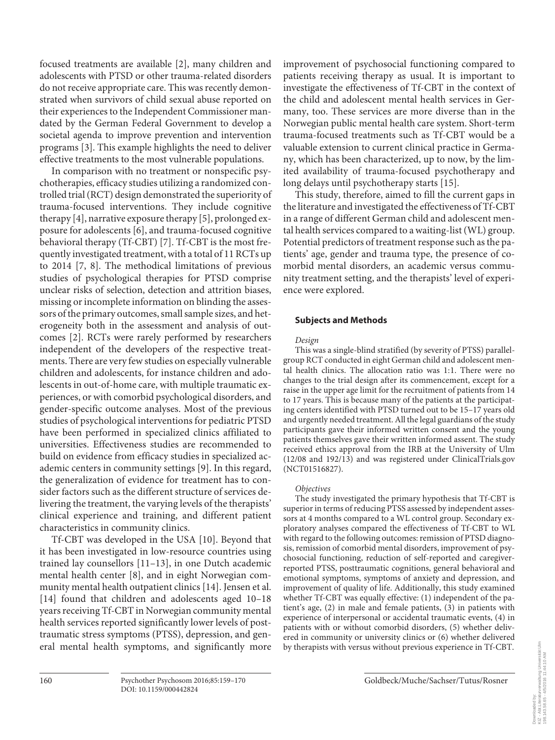focused treatments are available [2], many children and adolescents with PTSD or other trauma-related disorders do not receive appropriate care. This was recently demonstrated when survivors of child sexual abuse reported on their experiences to the Independent Commissioner mandated by the German Federal Government to develop a societal agenda to improve prevention and intervention programs [3]. This example highlights the need to deliver effective treatments to the most vulnerable populations.

In comparison with no treatment or nonspecific psychotherapies, efficacy studies utilizing a randomized controlled trial (RCT) design demonstrated the superiority of trauma-focused interventions. They include cognitive therapy [4], narrative exposure therapy [5], prolonged exposure for adolescents [6], and trauma-focused cognitive behavioral therapy (Tf-CBT) [7]. Tf-CBT is the most frequently investigated treatment, with a total of 11 RCTs up to 2014 [7, 8]. The methodical limitations of previous studies of psychological therapies for PTSD comprise unclear risks of selection, detection and attrition biases, missing or incomplete information on blinding the assessors of the primary outcomes, small sample sizes, and heterogeneity both in the assessment and analysis of outcomes [2]. RCTs were rarely performed by researchers independent of the developers of the respective treatments. There are very few studies on especially vulnerable children and adolescents, for instance children and adolescents in out-of-home care, with multiple traumatic experiences, or with comorbid psychological disorders, and gender-specific outcome analyses. Most of the previous studies of psychological interventions for pediatric PTSD have been performed in specialized clinics affiliated to universities. Effectiveness studies are recommended to build on evidence from efficacy studies in specialized academic centers in community settings [9]. In this regard, the generalization of evidence for treatment has to consider factors such as the different structure of services delivering the treatment, the varying levels of the therapists' clinical experience and training, and different patient characteristics in community clinics.

Tf-CBT was developed in the USA [10]. Beyond that it has been investigated in low-resource countries using trained lay counsellors [11–13], in one Dutch academic mental health center [8], and in eight Norwegian community mental health outpatient clinics [14]. Jensen et al. [14] found that children and adolescents aged 10–18 years receiving Tf-CBT in Norwegian community mental health services reported significantly lower levels of posttraumatic stress symptoms (PTSS), depression, and general mental health symptoms, and significantly more improvement of psychosocial functioning compared to patients receiving therapy as usual. It is important to investigate the effectiveness of Tf-CBT in the context of the child and adolescent mental health services in Germany, too. These services are more diverse than in the Norwegian public mental health care system. Short-term trauma-focused treatments such as Tf-CBT would be a valuable extension to current clinical practice in Germany, which has been characterized, up to now, by the limited availability of trauma-focused psychotherapy and long delays until psychotherapy starts [15].

This study, therefore, aimed to fill the current gaps in the literature and investigated the effectiveness of Tf-CBT in a range of different German child and adolescent mental health services compared to a waiting-list (WL) group. Potential predictors of treatment response such as the patients' age, gender and trauma type, the presence of comorbid mental disorders, an academic versus community treatment setting, and the therapists' level of experience were explored.

## Subjects and Methods

*Design*

This was a single-blind stratified (by severity of PTSS) parallel-group RCT conducted in eight German child and adolescent mental health clinics. The allocation ratio was 1:1. There were no changes to the trial design after its commencement, except for a raise in the upper age limit for the recruitment of patients from 14 to 17 years. This is because many of the patients at the participating centers identified with PTSD turned out to be 15–17 years old and urgently needed treatment. All the legal guardians of the study participants gave their informed written consent and the young patients themselves gave their written informed assent. The study received ethics approval from the IRB at the University of Ulm (12/08 and 192/13) and was registered under ClinicalTrials.gov (NCT01516827).

*Objectives*

The study investigated the primary hypothesis that Tf-CBT is superior in terms of reducing PTSS assessed by independent assessors at 4 months compared to a WL control group. Secondary exploratory analyses compared the effectiveness of Tf-CBT to WL with regard to the following outcomes: remission of PTSD diagnosis, remission of comorbid mental disorders, improvement of psychosocial functioning, reduction of self-reported and caregiver-reported PTSS, posttraumatic cognitions, general behavioral and emotional symptoms, symptoms of anxiety and depression, and improvement of quality of life. Additionally, this study examined whether Tf-CBT was equally effective: (1) independent of the patient's age, (2) in male and female patients, (3) in patients with experience of interpersonal or accidental traumatic events, (4) in patients with or without comorbid disorders, (5) whether delivered in community or university clinics or (6) whether delivered by therapists with versus without previous experience in Tf-CBT.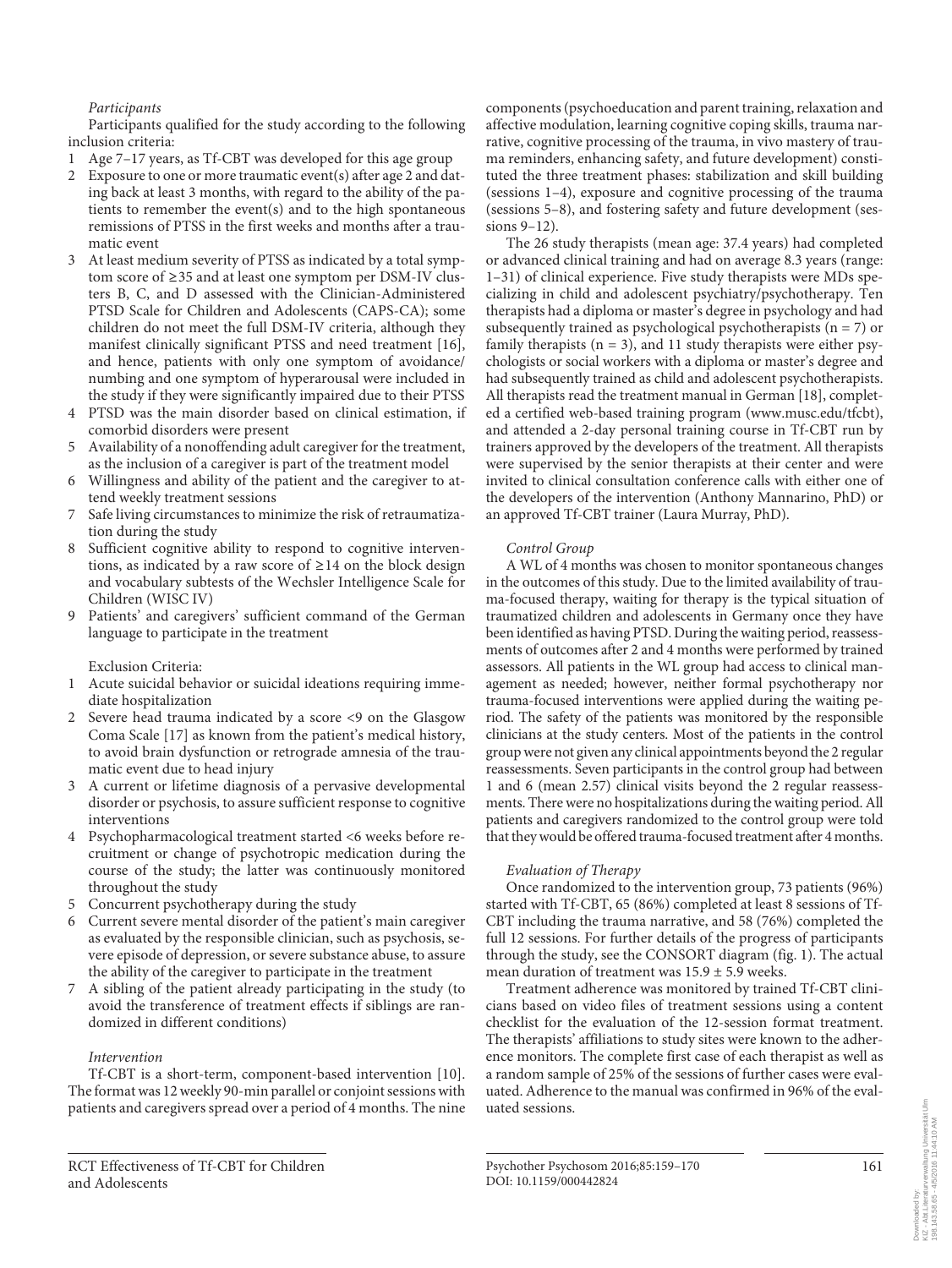*Participants*

Participants qualified for the study according to the following inclusion criteria:

1. Age 7–17 years, as Tf-CBT was developed for this age group
2. Exposure to one or more traumatic event(s) after age 2 and dating back at least 3 months, with regard to the ability of the patients to remember the event(s) and to the high spontaneous remissions of PTSS in the first weeks and months after a traumatic event
3. At least medium severity of PTSS as indicated by a total symptom score of ≥35 and at least one symptom per DSM-IV clusters B, C, and D assessed with the Clinician-Administered PTSD Scale for Children and Adolescents (CAPS-CA); some children do not meet the full DSM-IV criteria, although they manifest clinically significant PTSS and need treatment [16], and hence, patients with only one symptom of avoidance/numbing and one symptom of hyperarousal were included in the study if they were significantly impaired due to their PTSS
4. PTSD was the main disorder based on clinical estimation, if comorbid disorders were present
5. Availability of a nonoffending adult caregiver for the treatment, as the inclusion of a caregiver is part of the treatment model
6. Willingness and ability of the patient and the caregiver to attend weekly treatment sessions
7. Safe living circumstances to minimize the risk of retraumatization during the study
8. Sufficient cognitive ability to respond to cognitive interventions, as indicated by a raw score of ≥14 on the block design and vocabulary subtests of the Wechsler Intelligence Scale for Children (WISC IV)
9. Patients' and caregivers' sufficient command of the German language to participate in the treatment

Exclusion Criteria:

1. Acute suicidal behavior or suicidal ideations requiring immediate hospitalization
2. Severe head trauma indicated by a score <9 on the Glasgow Coma Scale [17] as known from the patient's medical history, to avoid brain dysfunction or retrograde amnesia of the traumatic event due to head injury
3. A current or lifetime diagnosis of a pervasive developmental disorder or psychosis, to assure sufficient response to cognitive interventions
4. Psychopharmacological treatment started <6 weeks before recruitment or change of psychotropic medication during the course of the study; the latter was continuously monitored throughout the study
5. Concurrent psychotherapy during the study
6. Current severe mental disorder of the patient's main caregiver as evaluated by the responsible clinician, such as psychosis, severe episode of depression, or severe substance abuse, to assure the ability of the caregiver to participate in the treatment
7. A sibling of the patient already participating in the study (to avoid the transference of treatment effects if siblings are randomized in different conditions)

*Intervention*

Tf-CBT is a short-term, component-based intervention [10]. The format was 12 weekly 90-min parallel or conjoint sessions with patients and caregivers spread over a period of 4 months. The nine components (psychoeducation and parent training, relaxation and affective modulation, learning cognitive coping skills, trauma narrative, cognitive processing of the trauma, in vivo mastery of trauma reminders, enhancing safety, and future development) constituted the three treatment phases: stabilization and skill building (sessions 1–4), exposure and cognitive processing of the trauma (sessions 5–8), and fostering safety and future development (sessions 9–12).

The 26 study therapists (mean age: 37.4 years) had completed or advanced clinical training and had on average 8.3 years (range: 1–31) of clinical experience. Five study therapists were MDs specializing in child and adolescent psychiatry/psychotherapy. Ten therapists had a diploma or master's degree in psychology and had subsequently trained as psychological psychotherapists (n = 7) or family therapists (n = 3), and 11 study therapists were either psychologists or social workers with a diploma or master's degree and had subsequently trained as child and adolescent psychotherapists. All therapists read the treatment manual in German [18], completed a certified web-based training program (www.musc.edu/tfcbt), and attended a 2-day personal training course in Tf-CBT run by trainers approved by the developers of the treatment. All therapists were supervised by the senior therapists at their center and were invited to clinical consultation conference calls with either one of the developers of the intervention (Anthony Mannarino, PhD) or an approved Tf-CBT trainer (Laura Murray, PhD).

*Control Group*

A WL of 4 months was chosen to monitor spontaneous changes in the outcomes of this study. Due to the limited availability of trauma-focused therapy, waiting for therapy is the typical situation of traumatized children and adolescents in Germany once they have been identified as having PTSD. During the waiting period, reassessments of outcomes after 2 and 4 months were performed by trained assessors. All patients in the WL group had access to clinical management as needed; however, neither formal psychotherapy nor trauma-focused interventions were applied during the waiting period. The safety of the patients was monitored by the responsible clinicians at the study centers. Most of the patients in the control group were not given any clinical appointments beyond the 2 regular reassessments. Seven participants in the control group had between 1 and 6 (mean 2.57) clinical visits beyond the 2 regular reassessments. There were no hospitalizations during the waiting period. All patients and caregivers randomized to the control group were told that they would be offered trauma-focused treatment after 4 months.

*Evaluation of Therapy*

Once randomized to the intervention group, 73 patients (96%) started with Tf-CBT, 65 (86%) completed at least 8 sessions of Tf-CBT including the trauma narrative, and 58 (76%) completed the full 12 sessions. For further details of the progress of participants through the study, see the CONSORT diagram (fig. 1). The actual mean duration of treatment was 15.9 ± 5.9 weeks.

Treatment adherence was monitored by trained Tf-CBT clinicians based on video files of treatment sessions using a content checklist for the evaluation of the 12-session format treatment. The therapists' affiliations to study sites were known to the adherence monitors. The complete first case of each therapist as well as a random sample of 25% of the sessions of further cases were evaluated. Adherence to the manual was confirmed in 96% of the evaluated sessions.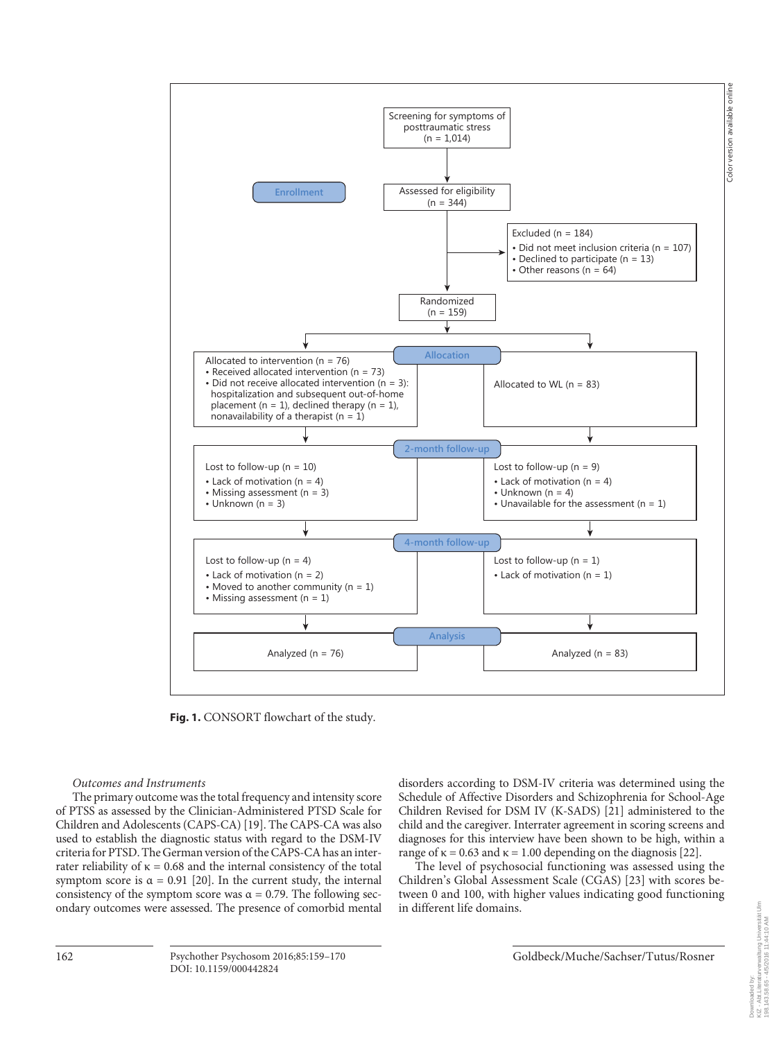Screening for symptoms of posttraumatic stress (n = 1,014)

Enrollment

Assessed for eligibility (n = 344)

Excluded (n = 184)
- Did not meet inclusion criteria (n = 107)
- Declined to participate (n = 13)
- Other reasons (n = 64)

Randomized (n = 159)

Allocation

Allocated to intervention (n = 76)
- Received allocated intervention (n = 73)
- Did not receive allocated intervention (n = 3): hospitalization and subsequent out-of-home placement (n = 1), declined therapy (n = 1), nonavailability of a therapist (n = 1)

Allocated to WL (n = 83)

2-month follow-up

Lost to follow-up (n = 10)
- Lack of motivation (n = 4)
- Missing assessment (n = 3)
- Unknown (n = 3)

Lost to follow-up (n = 9)
- Lack of motivation (n = 4)
- Unknown (n = 4)
- Unavailable for the assessment (n = 1)

4-month follow-up

Lost to follow-up (n = 4)
- Lack of motivation (n = 2)
- Moved to another community (n = 1)
- Missing assessment (n = 1)

Lost to follow-up (n = 1)
- Lack of motivation (n = 1)

Analysis

Analyzed (n = 76)

Analyzed (n = 83)

**Fig. 1.** CONSORT flowchart of the study.

*Outcomes and Instruments*

The primary outcome was the total frequency and intensity score of PTSS as assessed by the Clinician-Administered PTSD Scale for Children and Adolescents (CAPS-CA) [19]. The CAPS-CA was also used to establish the diagnostic status with regard to the DSM-IV criteria for PTSD. The German version of the CAPS-CA has an interrater reliability of $\kappa = 0.68$ and the internal consistency of the total symptom score is $\alpha = 0.91$ [20]. In the current study, the internal consistency of the symptom score was $\alpha = 0.79$. The following secondary outcomes were assessed. The presence of comorbid mental disorders according to DSM-IV criteria was determined using the Schedule of Affective Disorders and Schizophrenia for School-Age Children Revised for DSM IV (K-SADS) [21] administered to the child and the caregiver. Interrater agreement in scoring screens and diagnoses for this interview have been shown to be high, within a range of $\kappa = 0.63$ and $\kappa = 1.00$ depending on the diagnosis [22].

The level of psychosocial functioning was assessed using the Children's Global Assessment Scale (CGAS) [23] with scores between 0 and 100, with higher values indicating good functioning in different life domains.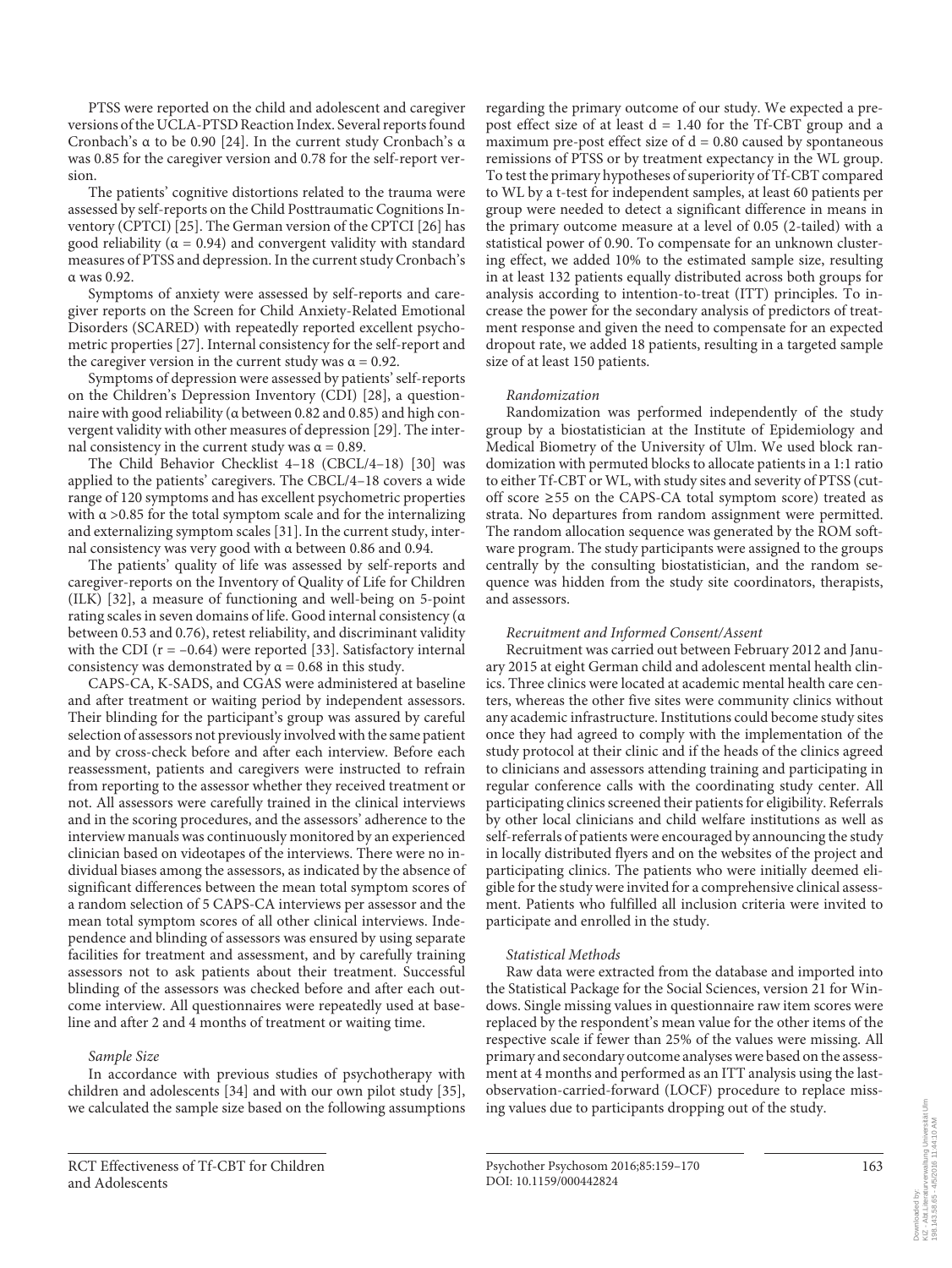PTSS were reported on the child and adolescent and caregiver versions of the UCLA-PTSD Reaction Index. Several reports found Cronbach's α to be 0.90 [24]. In the current study Cronbach's α was 0.85 for the caregiver version and 0.78 for the self-report version.

The patients' cognitive distortions related to the trauma were assessed by self-reports on the Child Posttraumatic Cognitions Inventory (CPTCI) [25]. The German version of the CPTCI [26] has good reliability (α = 0.94) and convergent validity with standard measures of PTSS and depression. In the current study Cronbach's α was 0.92.

Symptoms of anxiety were assessed by self-reports and caregiver reports on the Screen for Child Anxiety-Related Emotional Disorders (SCARED) with repeatedly reported excellent psychometric properties [27]. Internal consistency for the self-report and the caregiver version in the current study was α = 0.92.

Symptoms of depression were assessed by patients' self-reports on the Children's Depression Inventory (CDI) [28], a questionnaire with good reliability (α between 0.82 and 0.85) and high convergent validity with other measures of depression [29]. The internal consistency in the current study was α = 0.89.

The Child Behavior Checklist 4–18 (CBCL/4–18) [30] was applied to the patients' caregivers. The CBCL/4–18 covers a wide range of 120 symptoms and has excellent psychometric properties with α >0.85 for the total symptom scale and for the internalizing and externalizing symptom scales [31]. In the current study, internal consistency was very good with α between 0.86 and 0.94.

The patients' quality of life was assessed by self-reports and caregiver-reports on the Inventory of Quality of Life for Children (ILK) [32], a measure of functioning and well-being on 5-point rating scales in seven domains of life. Good internal consistency (α between 0.53 and 0.76), retest reliability, and discriminant validity with the CDI (r = –0.64) were reported [33]. Satisfactory internal consistency was demonstrated by α = 0.68 in this study.

CAPS-CA, K-SADS, and CGAS were administered at baseline and after treatment or waiting period by independent assessors. Their blinding for the participant's group was assured by careful selection of assessors not previously involved with the same patient and by cross-check before and after each interview. Before each reassessment, patients and caregivers were instructed to refrain from reporting to the assessor whether they received treatment or not. All assessors were carefully trained in the clinical interviews and in the scoring procedures, and the assessors' adherence to the interview manuals was continuously monitored by an experienced clinician based on videotapes of the interviews. There were no individual biases among the assessors, as indicated by the absence of significant differences between the mean total symptom scores of a random selection of 5 CAPS-CA interviews per assessor and the mean total symptom scores of all other clinical interviews. Independence and blinding of assessors was ensured by using separate facilities for treatment and assessment, and by carefully training assessors not to ask patients about their treatment. Successful blinding of the assessors was checked before and after each outcome interview. All questionnaires were repeatedly used at baseline and after 2 and 4 months of treatment or waiting time.

*Sample Size*

In accordance with previous studies of psychotherapy with children and adolescents [34] and with our own pilot study [35], we calculated the sample size based on the following assumptions regarding the primary outcome of our study. We expected a pre-post effect size of at least d = 1.40 for the Tf-CBT group and a maximum pre-post effect size of d = 0.80 caused by spontaneous remissions of PTSS or by treatment expectancy in the WL group. To test the primary hypotheses of superiority of Tf-CBT compared to WL by a t-test for independent samples, at least 60 patients per group were needed to detect a significant difference in means in the primary outcome measure at a level of 0.05 (2-tailed) with a statistical power of 0.90. To compensate for an unknown clustering effect, we added 10% to the estimated sample size, resulting in at least 132 patients equally distributed across both groups for analysis according to intention-to-treat (ITT) principles. To increase the power for the secondary analysis of predictors of treatment response and given the need to compensate for an expected dropout rate, we added 18 patients, resulting in a targeted sample size of at least 150 patients.

*Randomization*

Randomization was performed independently of the study group by a biostatistician at the Institute of Epidemiology and Medical Biometry of the University of Ulm. We used block randomization with permuted blocks to allocate patients in a 1:1 ratio to either Tf-CBT or WL, with study sites and severity of PTSS (cut-off score ≥55 on the CAPS-CA total symptom score) treated as strata. No departures from random assignment were permitted. The random allocation sequence was generated by the ROM software program. The study participants were assigned to the groups centrally by the consulting biostatistician, and the random sequence was hidden from the study site coordinators, therapists, and assessors.

*Recruitment and Informed Consent/Assent*

Recruitment was carried out between February 2012 and January 2015 at eight German child and adolescent mental health clinics. Three clinics were located at academic mental health care centers, whereas the other five sites were community clinics without any academic infrastructure. Institutions could become study sites once they had agreed to comply with the implementation of the study protocol at their clinic and if the heads of the clinics agreed to clinicians and assessors attending training and participating in regular conference calls with the coordinating study center. All participating clinics screened their patients for eligibility. Referrals by other local clinicians and child welfare institutions as well as self-referrals of patients were encouraged by announcing the study in locally distributed flyers and on the websites of the project and participating clinics. The patients who were initially deemed eligible for the study were invited for a comprehensive clinical assessment. Patients who fulfilled all inclusion criteria were invited to participate and enrolled in the study.

*Statistical Methods*

Raw data were extracted from the database and imported into the Statistical Package for the Social Sciences, version 21 for Windows. Single missing values in questionnaire raw item scores were replaced by the respondent's mean value for the other items of the respective scale if fewer than 25% of the values were missing. All primary and secondary outcome analyses were based on the assessment at 4 months and performed as an ITT analysis using the last-observation-carried-forward (LOCF) procedure to replace missing values due to participants dropping out of the study.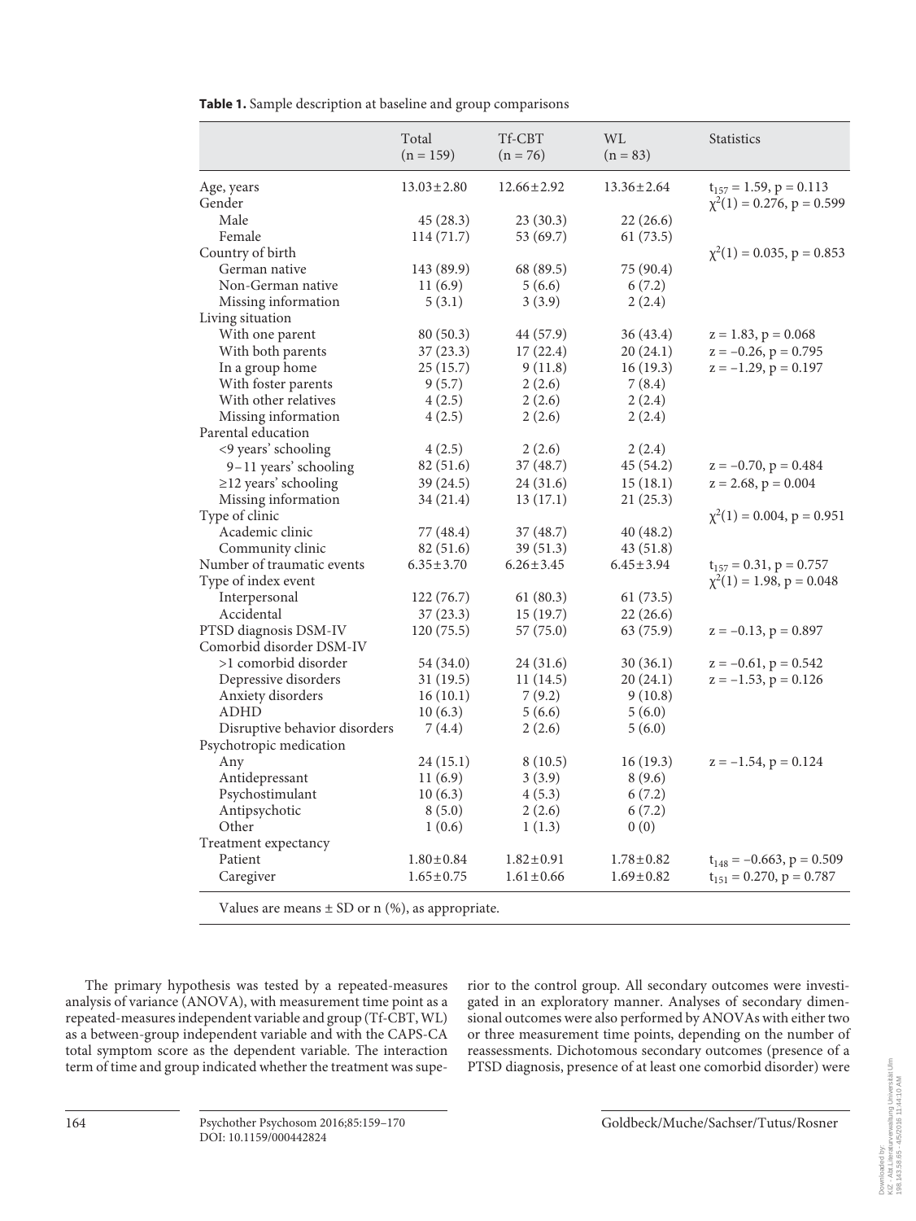**Table 1.** Sample description at baseline and group comparisons

| | Total (n = 159) | Tf-CBT (n = 76) | WL (n = 83) | Statistics |
|---|---|---|---|---|
| Age, years | 13.03±2.80 | 12.66±2.92 | 13.36±2.64 | $t_{157}$ = 1.59, p = 0.113 |
| Gender | | | | $\chi^2(1)$ = 0.276, p = 0.599 |
| Male | 45 (28.3) | 23 (30.3) | 22 (26.6) | |
| Female | 114 (71.7) | 53 (69.7) | 61 (73.5) | |
| Country of birth | | | | $\chi^2(1)$ = 0.035, p = 0.853 |
| German native | 143 (89.9) | 68 (89.5) | 75 (90.4) | |
| Non-German native | 11 (6.9) | 5 (6.6) | 6 (7.2) | |
| Missing information | 5 (3.1) | 3 (3.9) | 2 (2.4) | |
| Living situation | | | | |
| With one parent | 80 (50.3) | 44 (57.9) | 36 (43.4) | z = 1.83, p = 0.068 |
| With both parents | 37 (23.3) | 17 (22.4) | 20 (24.1) | z = –0.26, p = 0.795 |
| In a group home | 25 (15.7) | 9 (11.8) | 16 (19.3) | z = –1.29, p = 0.197 |
| With foster parents | 9 (5.7) | 2 (2.6) | 7 (8.4) | |
| With other relatives | 4 (2.5) | 2 (2.6) | 2 (2.4) | |
| Missing information | 4 (2.5) | 2 (2.6) | 2 (2.4) | |
| Parental education | | | | |
| <9 years' schooling | 4 (2.5) | 2 (2.6) | 2 (2.4) | |
| 9–11 years' schooling | 82 (51.6) | 37 (48.7) | 45 (54.2) | z = –0.70, p = 0.484 |
| ≥12 years' schooling | 39 (24.5) | 24 (31.6) | 15 (18.1) | z = 2.68, p = 0.004 |
| Missing information | 34 (21.4) | 13 (17.1) | 21 (25.3) | |
| Type of clinic | | | | $\chi^2(1)$ = 0.004, p = 0.951 |
| Academic clinic | 77 (48.4) | 37 (48.7) | 40 (48.2) | |
| Community clinic | 82 (51.6) | 39 (51.3) | 43 (51.8) | |
| Number of traumatic events | 6.35±3.70 | 6.26±3.45 | 6.45±3.94 | $t_{157}$ = 0.31, p = 0.757 |
| Type of index event | | | | $\chi^2(1)$ = 1.98, p = 0.048 |
| Interpersonal | 122 (76.7) | 61 (80.3) | 61 (73.5) | |
| Accidental | 37 (23.3) | 15 (19.7) | 22 (26.6) | |
| PTSD diagnosis DSM-IV | 120 (75.5) | 57 (75.0) | 63 (75.9) | z = –0.13, p = 0.897 |
| Comorbid disorder DSM-IV | | | | |
| >1 comorbid disorder | 54 (34.0) | 24 (31.6) | 30 (36.1) | z = –0.61, p = 0.542 |
| Depressive disorders | 31 (19.5) | 11 (14.5) | 20 (24.1) | z = –1.53, p = 0.126 |
| Anxiety disorders | 16 (10.1) | 7 (9.2) | 9 (10.8) | |
| ADHD | 10 (6.3) | 5 (6.6) | 5 (6.0) | |
| Disruptive behavior disorders | 7 (4.4) | 2 (2.6) | 5 (6.0) | |
| Psychotropic medication | | | | |
| Any | 24 (15.1) | 8 (10.5) | 16 (19.3) | z = –1.54, p = 0.124 |
| Antidepressant | 11 (6.9) | 3 (3.9) | 8 (9.6) | |
| Psychostimulant | 10 (6.3) | 4 (5.3) | 6 (7.2) | |
| Antipsychotic | 8 (5.0) | 2 (2.6) | 6 (7.2) | |
| Other | 1 (0.6) | 1 (1.3) | 0 (0) | |
| Treatment expectancy | | | | |
| Patient | 1.80±0.84 | 1.82±0.91 | 1.78±0.82 | $t_{148}$ = –0.663, p = 0.509 |
| Caregiver | 1.65±0.75 | 1.61±0.66 | 1.69±0.82 | $t_{151}$ = 0.270, p = 0.787 |

Values are means ± SD or n (%), as appropriate.

The primary hypothesis was tested by a repeated-measures analysis of variance (ANOVA), with measurement time point as a repeated-measures independent variable and group (Tf-CBT, WL) as a between-group independent variable and with the CAPS-CA total symptom score as the dependent variable. The interaction term of time and group indicated whether the treatment was superior to the control group. All secondary outcomes were investigated in an exploratory manner. Analyses of secondary dimensional outcomes were also performed by ANOVAs with either two or three measurement time points, depending on the number of reassessments. Dichotomous secondary outcomes (presence of a PTSD diagnosis, presence of at least one comorbid disorder) were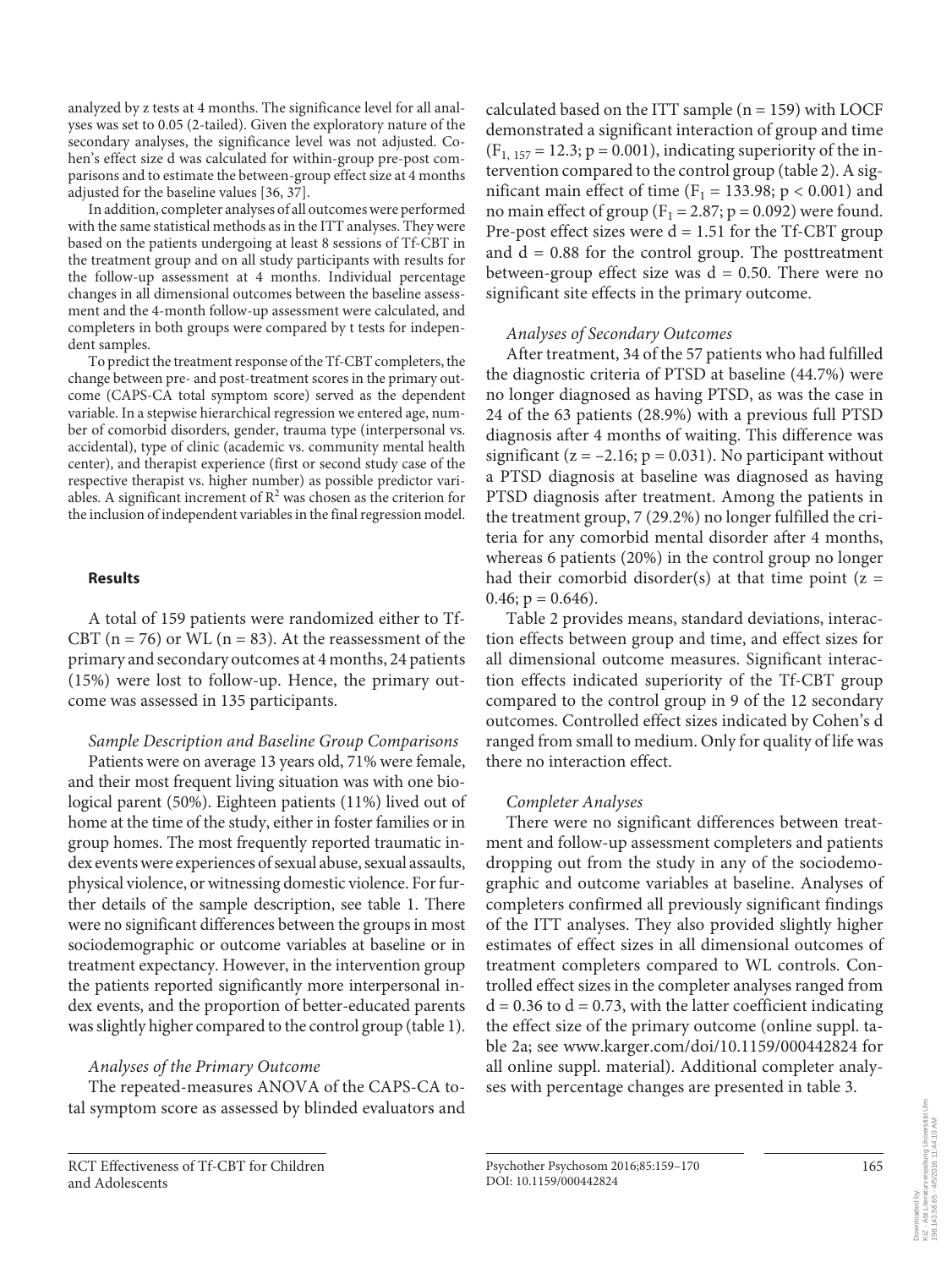analyzed by z tests at 4 months. The significance level for all analyses was set to 0.05 (2-tailed). Given the exploratory nature of the secondary analyses, the significance level was not adjusted. Cohen's effect size d was calculated for within-group pre-post comparisons and to estimate the between-group effect size at 4 months adjusted for the baseline values [36, 37].

In addition, completer analyses of all outcomes were performed with the same statistical methods as in the ITT analyses. They were based on the patients undergoing at least 8 sessions of Tf-CBT in the treatment group and on all study participants with results for the follow-up assessment at 4 months. Individual percentage changes in all dimensional outcomes between the baseline assessment and the 4-month follow-up assessment were calculated, and completers in both groups were compared by t tests for independent samples.

To predict the treatment response of the Tf-CBT completers, the change between pre- and post-treatment scores in the primary outcome (CAPS-CA total symptom score) served as the dependent variable. In a stepwise hierarchical regression we entered age, number of comorbid disorders, gender, trauma type (interpersonal vs. accidental), type of clinic (academic vs. community mental health center), and therapist experience (first or second study case of the respective therapist vs. higher number) as possible predictor variables. A significant increment of $R^2$ was chosen as the criterion for the inclusion of independent variables in the final regression model.

## Results

A total of 159 patients were randomized either to Tf-CBT (n = 76) or WL (n = 83). At the reassessment of the primary and secondary outcomes at 4 months, 24 patients (15%) were lost to follow-up. Hence, the primary outcome was assessed in 135 participants.

### *Sample Description and Baseline Group Comparisons*

Patients were on average 13 years old, 71% were female, and their most frequent living situation was with one biological parent (50%). Eighteen patients (11%) lived out of home at the time of the study, either in foster families or in group homes. The most frequently reported traumatic index events were experiences of sexual abuse, sexual assaults, physical violence, or witnessing domestic violence. For further details of the sample description, see table 1. There were no significant differences between the groups in most sociodemographic or outcome variables at baseline or in treatment expectancy. However, in the intervention group the patients reported significantly more interpersonal index events, and the proportion of better-educated parents was slightly higher compared to the control group (table 1).

### *Analyses of the Primary Outcome*

The repeated-measures ANOVA of the CAPS-CA total symptom score as assessed by blinded evaluators and calculated based on the ITT sample (n = 159) with LOCF demonstrated a significant interaction of group and time ($F_{1, 157} = 12.3$; $p = 0.001$), indicating superiority of the intervention group compared to the control group (table 2). A significant main effect of time ($F_1 = 133.98$; $p < 0.001$) and no main effect of group ($F_1 = 2.87$; $p = 0.092$) were found. Pre-post effect sizes were d = 1.51 for the Tf-CBT group and d = 0.88 for the control group. The posttreatment between-group effect size was d = 0.50. There were no significant site effects in the primary outcome.

### *Analyses of Secondary Outcomes*

After treatment, 34 of the 57 patients who had fulfilled the diagnostic criteria of PTSD at baseline (44.7%) were no longer diagnosed as having PTSD, as was the case in 24 of the 63 patients (28.9%) with a previous full PTSD diagnosis after 4 months of waiting. This difference was significant ($z = -2.16$; $p = 0.031$). No participant without a PTSD diagnosis at baseline was diagnosed as having PTSD diagnosis after treatment. Among the patients in the treatment group, 7 (29.2%) no longer fulfilled the criteria for any comorbid mental disorder after 4 months, whereas 6 patients (20%) in the control group no longer had their comorbid disorder(s) at that time point ($z = 0.46$; $p = 0.646$).

Table 2 provides means, standard deviations, interaction effects between group and time, and effect sizes for all dimensional outcome measures. Significant interaction effects indicated superiority of the Tf-CBT group compared to the control group in 9 of the 12 secondary outcomes. Controlled effect sizes indicated by Cohen's d ranged from small to medium. Only for quality of life was there no interaction effect.

### *Completer Analyses*

There were no significant differences between treatment and follow-up assessment completers and patients dropping out from the study in any of the sociodemographic and outcome variables at baseline. Analyses of completers confirmed all previously significant findings of the ITT analyses. They also provided slightly higher estimates of effect sizes in all dimensional outcomes of treatment completers compared to WL controls. Controlled effect sizes in the completer analyses ranged from d = 0.36 to d = 0.73, with the latter coefficient indicating the effect size of the primary outcome (online suppl. table 2a; see www.karger.com/doi/10.1159/000442824 for all online suppl. material). Additional completer analyses with percentage changes are presented in table 3.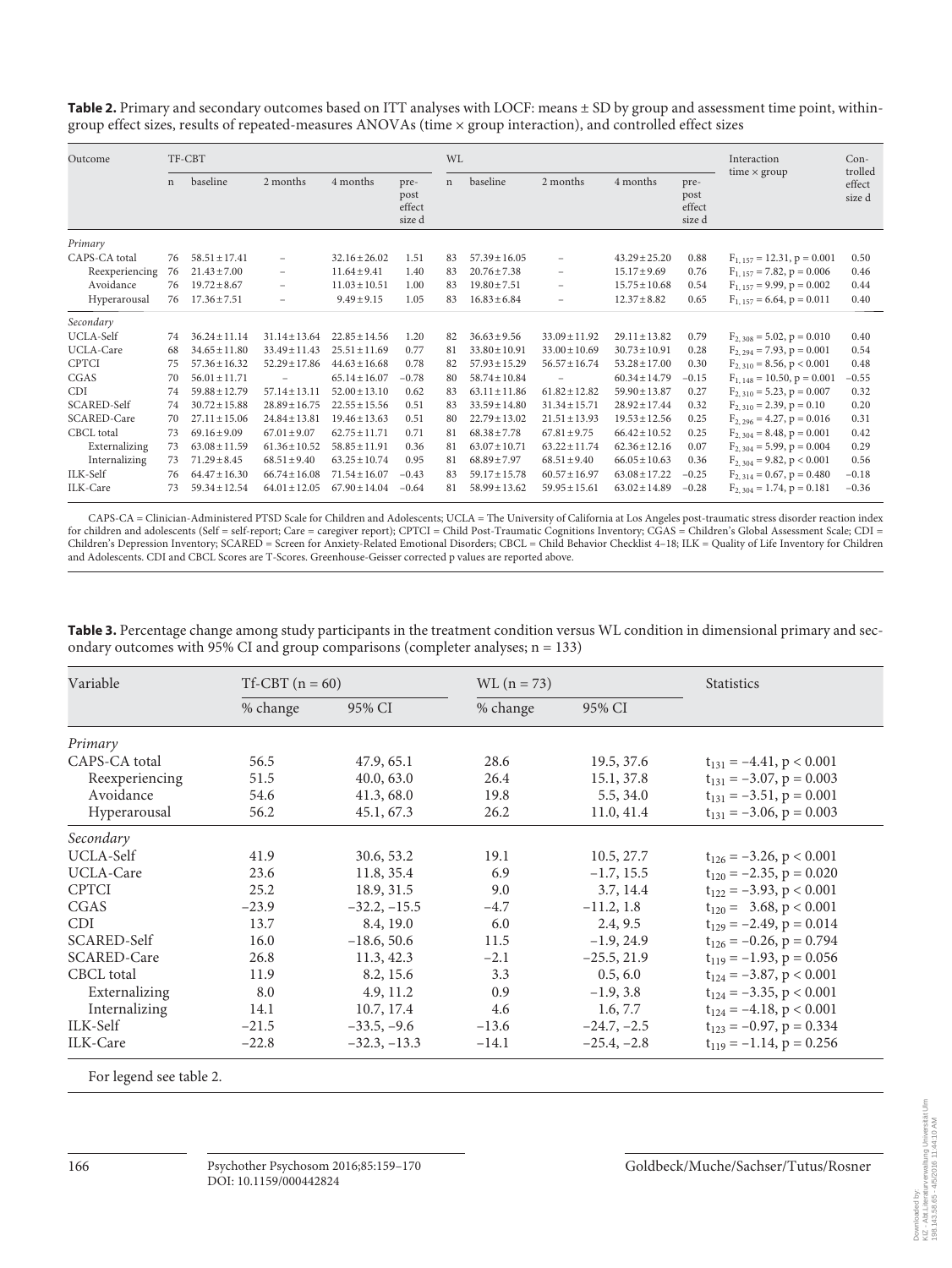**Table 2.** Primary and secondary outcomes based on ITT analyses with LOCF: means ± SD by group and assessment time point, within-group effect sizes, results of repeated-measures ANOVAs (time × group interaction), and controlled effect sizes

| Outcome | TF-CBT | | | | | WL | | | | | Interaction time × group | Controlled effect size d |
|---|---|---|---|---|---|---|---|---|---|---|---|---|
| | n | baseline | 2 months | 4 months | pre-post effect size d | n | baseline | 2 months | 4 months | pre-post effect size d | | |
| *Primary* | | | | | | | | | | | | |
| CAPS-CA total | 76 | 58.51 ± 17.41 | – | 32.16 ± 26.02 | 1.51 | 83 | 57.39 ± 16.05 | – | 43.29 ± 25.20 | 0.88 | $F_{1, 157} = 12.31$, $p = 0.001$ | 0.50 |
| Reexperiencing | 76 | 21.43 ± 7.00 | – | 11.64 ± 9.41 | 1.40 | 83 | 20.76 ± 7.38 | – | 15.17 ± 9.69 | 0.76 | $F_{1, 157} = 7.82$, $p = 0.006$ | 0.46 |
| Avoidance | 76 | 19.72 ± 8.67 | – | 11.03 ± 10.51 | 1.00 | 83 | 19.80 ± 7.51 | – | 15.75 ± 10.68 | 0.54 | $F_{1, 157} = 9.99$, $p = 0.002$ | 0.44 |
| Hyperarousal | 76 | 17.36 ± 7.51 | – | 9.49 ± 9.15 | 1.05 | 83 | 16.83 ± 6.84 | – | 12.37 ± 8.82 | 0.65 | $F_{1, 157} = 6.64$, $p = 0.011$ | 0.40 |
| *Secondary* | | | | | | | | | | | | |
| UCLA-Self | 74 | 36.24 ± 11.14 | 31.14 ± 13.64 | 22.85 ± 14.56 | 1.20 | 82 | 36.63 ± 9.56 | 33.09 ± 11.92 | 29.11 ± 13.82 | 0.79 | $F_{2, 308} = 5.02$, $p = 0.010$ | 0.40 |
| UCLA-Care | 68 | 34.65 ± 11.80 | 33.49 ± 11.43 | 25.51 ± 11.69 | 0.77 | 81 | 33.80 ± 10.91 | 33.00 ± 10.69 | 30.73 ± 10.91 | 0.28 | $F_{2, 294} = 7.93$, $p = 0.001$ | 0.54 |
| CPTCI | 75 | 57.36 ± 16.32 | 52.29 ± 17.86 | 44.63 ± 16.68 | 0.78 | 82 | 57.93 ± 15.29 | 56.57 ± 16.74 | 53.28 ± 17.00 | 0.30 | $F_{2, 310} = 8.56$, $p < 0.001$ | 0.48 |
| CGAS | 70 | 56.01 ± 11.71 | – | 65.14 ± 16.07 | −0.78 | 80 | 58.74 ± 10.84 | – | 60.34 ± 14.79 | −0.15 | $F_{1, 148} = 10.50$, $p = 0.001$ | −0.55 |
| CDI | 74 | 59.88 ± 12.79 | 57.14 ± 13.11 | 52.00 ± 13.10 | 0.62 | 83 | 63.11 ± 11.86 | 61.82 ± 12.82 | 59.90 ± 13.87 | 0.27 | $F_{2, 310} = 5.23$, $p = 0.007$ | 0.32 |
| SCARED-Self | 74 | 30.72 ± 15.88 | 28.89 ± 16.75 | 22.55 ± 15.56 | 0.51 | 83 | 33.59 ± 14.80 | 31.34 ± 15.71 | 28.92 ± 17.44 | 0.32 | $F_{2, 310} = 2.39$, $p = 0.10$ | 0.20 |
| SCARED-Care | 70 | 27.11 ± 15.06 | 24.84 ± 13.81 | 19.46 ± 13.63 | 0.51 | 80 | 22.79 ± 13.02 | 21.51 ± 13.93 | 19.53 ± 12.56 | 0.25 | $F_{2, 296} = 4.27$, $p = 0.016$ | 0.31 |
| CBCL total | 73 | 69.16 ± 9.09 | 67.01 ± 9.07 | 62.75 ± 11.71 | 0.71 | 81 | 68.38 ± 7.78 | 67.81 ± 9.75 | 66.42 ± 10.52 | 0.25 | $F_{2, 304} = 8.48$, $p = 0.001$ | 0.42 |
| Externalizing | 73 | 63.08 ± 11.59 | 61.36 ± 10.52 | 58.85 ± 11.91 | 0.36 | 81 | 63.07 ± 10.71 | 63.22 ± 11.74 | 62.36 ± 12.16 | 0.07 | $F_{2, 304} = 5.99$, $p = 0.004$ | 0.29 |
| Internalizing | 73 | 71.29 ± 8.45 | 68.51 ± 9.40 | 63.25 ± 10.74 | 0.95 | 81 | 68.89 ± 7.97 | 68.51 ± 9.40 | 66.05 ± 10.63 | 0.36 | $F_{2, 304} = 9.82$, $p < 0.001$ | 0.56 |
| ILK-Self | 76 | 64.47 ± 16.30 | 66.74 ± 16.08 | 71.54 ± 16.07 | −0.43 | 83 | 59.17 ± 15.78 | 60.57 ± 16.97 | 63.08 ± 17.22 | −0.25 | $F_{2, 314} = 0.67$, $p = 0.480$ | −0.18 |
| ILK-Care | 73 | 59.34 ± 12.54 | 64.01 ± 12.05 | 67.90 ± 14.04 | −0.64 | 81 | 58.99 ± 13.62 | 59.95 ± 15.61 | 63.02 ± 14.89 | −0.28 | $F_{2, 304} = 1.74$, $p = 0.181$ | −0.36 |

CAPS-CA = Clinician-Administered PTSD Scale for Children and Adolescents; UCLA = The University of California at Los Angeles post-traumatic stress disorder reaction index for children and adolescents (Self = self-report; Care = caregiver report); CPTCI = Child Post-Traumatic Cognitions Inventory; CGAS = Children's Global Assessment Scale; CDI = Children's Depression Inventory; SCARED = Screen for Anxiety-Related Emotional Disorders; CBCL = Child Behavior Checklist 4–18; ILK = Quality of Life Inventory for Children and Adolescents. CDI and CBCL Scores are T-Scores. Greenhouse-Geisser corrected p values are reported above.

**Table 3.** Percentage change among study participants in the treatment condition versus WL condition in dimensional primary and secondary outcomes with 95% CI and group comparisons (completer analyses; n = 133)

| Variable | Tf-CBT (n = 60) | | WL (n = 73) | | Statistics |
|---|---|---|---|---|---|
| | % change | 95% CI | % change | 95% CI | |
| *Primary* | | | | | |
| CAPS-CA total | 56.5 | 47.9, 65.1 | 28.6 | 19.5, 37.6 | $t_{131} = -4.41$, $p < 0.001$ |
| Reexperiencing | 51.5 | 40.0, 63.0 | 26.4 | 15.1, 37.8 | $t_{131} = -3.07$, $p = 0.003$ |
| Avoidance | 54.6 | 41.3, 68.0 | 19.8 | 5.5, 34.0 | $t_{131} = -3.51$, $p = 0.001$ |
| Hyperarousal | 56.2 | 45.1, 67.3 | 26.2 | 11.0, 41.4 | $t_{131} = -3.06$, $p = 0.003$ |
| *Secondary* | | | | | |
| UCLA-Self | 41.9 | 30.6, 53.2 | 19.1 | 10.5, 27.7 | $t_{126} = -3.26$, $p < 0.001$ |
| UCLA-Care | 23.6 | 11.8, 35.4 | 6.9 | −1.7, 15.5 | $t_{120} = -2.35$, $p = 0.020$ |
| CPTCI | 25.2 | 18.9, 31.5 | 9.0 | 3.7, 14.4 | $t_{122} = -3.93$, $p < 0.001$ |
| CGAS | −23.9 | −32.2, −15.5 | −4.7 | −11.2, 1.8 | $t_{120} = 3.68$, $p < 0.001$ |
| CDI | 13.7 | 8.4, 19.0 | 6.0 | 2.4, 9.5 | $t_{129} = -2.49$, $p = 0.014$ |
| SCARED-Self | 16.0 | −18.6, 50.6 | 11.5 | −1.9, 24.9 | $t_{126} = -0.26$, $p = 0.794$ |
| SCARED-Care | 26.8 | 11.3, 42.3 | −2.1 | −25.5, 21.9 | $t_{119} = -1.93$, $p = 0.056$ |
| CBCL total | 11.9 | 8.2, 15.6 | 3.3 | 0.5, 6.0 | $t_{124} = -3.87$, $p < 0.001$ |
| Externalizing | 8.0 | 4.9, 11.2 | 0.9 | −1.9, 3.8 | $t_{124} = -3.35$, $p < 0.001$ |
| Internalizing | 14.1 | 10.7, 17.4 | 4.6 | 1.6, 7.7 | $t_{124} = -4.18$, $p < 0.001$ |
| ILK-Self | −21.5 | −33.5, −9.6 | −13.6 | −24.7, −2.5 | $t_{123} = -0.97$, $p = 0.334$ |
| ILK-Care | −22.8 | −32.3, −13.3 | −14.1 | −25.4, −2.8 | $t_{119} = -1.14$, $p = 0.256$ |

For legend see table 2.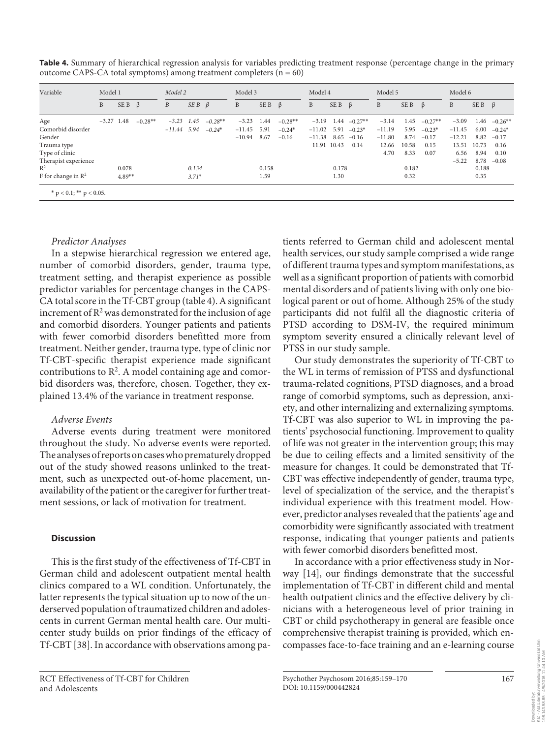**Table 4.** Summary of hierarchical regression analysis for variables predicting treatment response (percentage change in the primary outcome CAPS-CA total symptoms) among treatment completers (n = 60)

| Variable | Model 1 | | | *Model 2* | | | Model 3 | | | Model 4 | | | Model 5 | | | Model 6 | | |
|---|---|---|---|---|---|---|---|---|---|---|---|---|---|---|---|---|---|---|
| | B | SE B | β | *B* | *SE B* | *β* | B | SE B | β | B | SE B | β | B | SE B | β | B | SE B | β |
| Age | –3.27 | 1.48 | –0.28** | *–3.23* | *1.45* | *–0.28*** | –3.23 | 1.44 | –0.28** | –3.19 | 1.44 | –0.27** | –3.14 | 1.45 | –0.27** | –3.09 | 1.46 | –0.26** |
| Comorbid disorder | | | | *–11.44* | *5.94* | *–0.24** | –11.45 | 5.91 | –0.24* | –11.02 | 5.91 | –0.23* | –11.19 | 5.95 | –0.23* | –11.45 | 6.00 | –0.24* |
| Gender | | | | | | | –10.94 | 8.67 | –0.16 | –11.38 | 8.65 | –0.16 | –11.80 | 8.74 | –0.17 | –12.21 | 8.82 | –0.17 |
| Trauma type | | | | | | | | | | 11.91 | 10.43 | 0.14 | 12.66 | 10.58 | 0.15 | 13.51 | 10.73 | 0.16 |
| Type of clinic | | | | | | | | | | | | | 4.70 | 8.33 | 0.07 | 6.56 | 8.94 | 0.10 |
| Therapist experience | | | | | | | | | | | | | | | | –5.22 | 8.78 | –0.08 |
| $R^2$ | | 0.078 | | | *0.134* | | | 0.158 | | | 0.178 | | | 0.182 | | | 0.188 | |
| F for change in $R^2$ | | 4.89** | | | *3.71** | | | 1.59 | | | 1.30 | | | 0.32 | | | 0.35 | |

* $p < 0.1$; ** $p < 0.05$.

### *Predictor Analyses*

In a stepwise hierarchical regression we entered age, number of comorbid disorders, gender, trauma type, treatment setting, and therapist experience as possible predictor variables for percentage changes in the CAPS-CA total score in the Tf-CBT group (table 4). A significant increment of $R^2$ was demonstrated for the inclusion of age and comorbid disorders. Younger patients and patients with fewer comorbid disorders benefitted more from treatment. Neither gender, trauma type, type of clinic nor Tf-CBT-specific therapist experience made significant contributions to $R^2$. A model containing age and comorbid disorders was, therefore, chosen. Together, they explained 13.4% of the variance in treatment response.

### *Adverse Events*

Adverse events during treatment were monitored throughout the study. No adverse events were reported. The analyses of reports on cases who prematurely dropped out of the study showed reasons unlinked to the treatment, such as unexpected out-of-home placement, unavailability of the patient or the caregiver for further treatment sessions, or lack of motivation for treatment.

## **Discussion**

This is the first study of the effectiveness of Tf-CBT in German child and adolescent outpatient mental health clinics compared to a WL condition. Unfortunately, the latter represents the typical situation up to now of the underserved population of traumatized children and adolescents in current German mental health care. Our multicenter study builds on prior findings of the efficacy of Tf-CBT [38]. In accordance with observations among patients referred to German child and adolescent mental health services, our study sample comprised a wide range of different trauma types and symptom manifestations, as well as a significant proportion of patients with comorbid mental disorders and of patients living with only one biological parent or out of home. Although 25% of the study participants did not fulfil all the diagnostic criteria of PTSD according to DSM-IV, the required minimum symptom severity ensured a clinically relevant level of PTSS in our study sample.

Our study demonstrates the superiority of Tf-CBT to the WL in terms of remission of PTSS and dysfunctional trauma-related cognitions, PTSD diagnoses, and a broad range of comorbid symptoms, such as depression, anxiety, and other internalizing and externalizing symptoms. Tf-CBT was also superior to WL in improving the patients' psychosocial functioning. Improvement to quality of life was not greater in the intervention group; this may be due to ceiling effects and a limited sensitivity of the measure for changes. It could be demonstrated that Tf-CBT was effective independently of gender, trauma type, level of specialization of the service, and the therapist's individual experience with this treatment model. However, predictor analyses revealed that the patients' age and comorbidity were significantly associated with treatment response, indicating that younger patients and patients with fewer comorbid disorders benefitted most.

In accordance with a prior effectiveness study in Norway [14], our findings demonstrate that the successful implementation of Tf-CBT in different child and mental health outpatient clinics and the effective delivery by clinicians with a heterogeneous level of prior training in CBT or child psychotherapy in general are feasible once comprehensive therapist training is provided, which encompasses face-to-face training and an e-learning course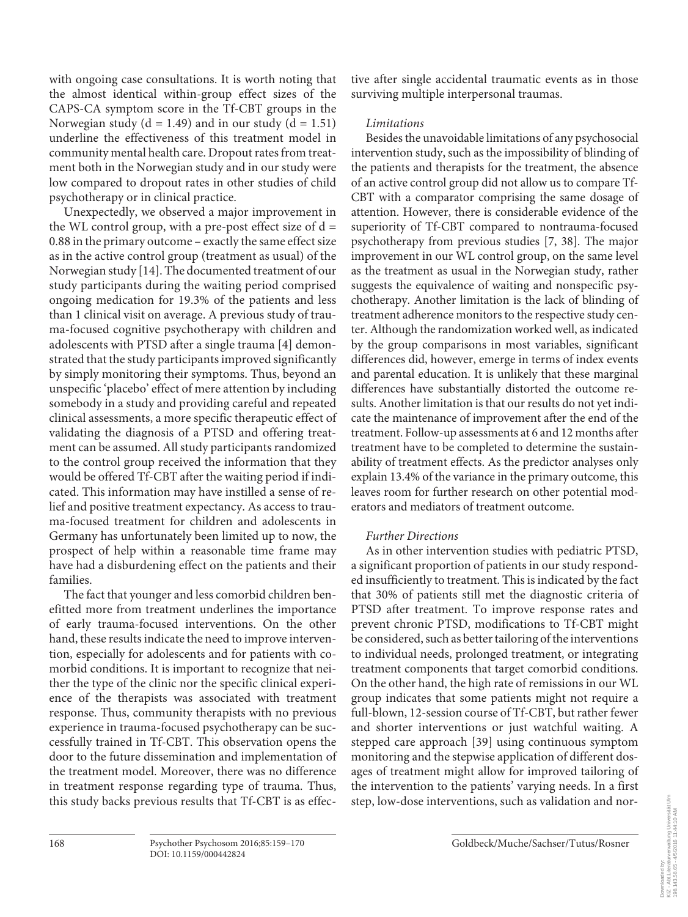with ongoing case consultations. It is worth noting that the almost identical within-group effect sizes of the CAPS-CA symptom score in the Tf-CBT groups in the Norwegian study ($d = 1.49$) and in our study ($d = 1.51$) underline the effectiveness of this treatment model in community mental health care. Dropout rates from treatment both in the Norwegian study and in our study were low compared to dropout rates in other studies of child psychotherapy or in clinical practice.

Unexpectedly, we observed a major improvement in the WL control group, with a pre-post effect size of $d = 0.88$ in the primary outcome – exactly the same effect size as in the active control group (treatment as usual) of the Norwegian study [14]. The documented treatment of our study participants during the waiting period comprised ongoing medication for 19.3% of the patients and less than 1 clinical visit on average. A previous study of trauma-focused cognitive psychotherapy with children and adolescents with PTSD after a single trauma [4] demonstrated that the study participants improved significantly by simply monitoring their symptoms. Thus, beyond an unspecific 'placebo' effect of mere attention by including somebody in a study and providing careful and repeated clinical assessments, a more specific therapeutic effect of validating the diagnosis of a PTSD and offering treatment can be assumed. All study participants randomized to the control group received the information that they would be offered Tf-CBT after the waiting period if indicated. This information may have instilled a sense of relief and positive treatment expectancy. As access to trauma-focused treatment for children and adolescents in Germany has unfortunately been limited up to now, the prospect of help within a reasonable time frame may have had a disburdening effect on the patients and their families.

The fact that younger and less comorbid children benefitted more from treatment underlines the importance of early trauma-focused interventions. On the other hand, these results indicate the need to improve intervention, especially for adolescents and for patients with comorbid conditions. It is important to recognize that neither the type of the clinic nor the specific clinical experience of the therapists was associated with treatment response. Thus, community therapists with no previous experience in trauma-focused psychotherapy can be successfully trained in Tf-CBT. This observation opens the door to the future dissemination and implementation of the treatment model. Moreover, there was no difference in treatment response regarding type of trauma. Thus, this study backs previous results that Tf-CBT is as effective after single accidental traumatic events as in those surviving multiple interpersonal traumas.

*Limitations*

Besides the unavoidable limitations of any psychosocial intervention study, such as the impossibility of blinding of the patients and therapists for the treatment, the absence of an active control group did not allow us to compare Tf-CBT with a comparator comprising the same dosage of attention. However, there is considerable evidence of the superiority of Tf-CBT compared to nontrauma-focused psychotherapy from previous studies [7, 38]. The major improvement in our WL control group, on the same level as the treatment as usual in the Norwegian study, rather suggests the equivalence of waiting and nonspecific psychotherapy. Another limitation is the lack of blinding of treatment adherence monitors to the respective study center. Although the randomization worked well, as indicated by the group comparisons in most variables, significant differences did, however, emerge in terms of index events and parental education. It is unlikely that these marginal differences have substantially distorted the outcome results. Another limitation is that our results do not yet indicate the maintenance of improvement after the end of the treatment. Follow-up assessments at 6 and 12 months after treatment have to be completed to determine the sustainability of treatment effects. As the predictor analyses only explain 13.4% of the variance in the primary outcome, this leaves room for further research on other potential moderators and mediators of treatment outcome.

*Further Directions*

As in other intervention studies with pediatric PTSD, a significant proportion of patients in our study responded insufficiently to treatment. This is indicated by the fact that 30% of patients still met the diagnostic criteria of PTSD after treatment. To improve response rates and prevent chronic PTSD, modifications to Tf-CBT might be considered, such as better tailoring of the interventions to individual needs, prolonged treatment, or integrating treatment components that target comorbid conditions. On the other hand, the high rate of remissions in our WL group indicates that some patients might not require a full-blown, 12-session course of Tf-CBT, but rather fewer and shorter interventions or just watchful waiting. A stepped care approach [39] using continuous symptom monitoring and the stepwise application of different dosages of treatment might allow for improved tailoring of the intervention to the patients' varying needs. In a first step, low-dose interventions, such as validation and nor-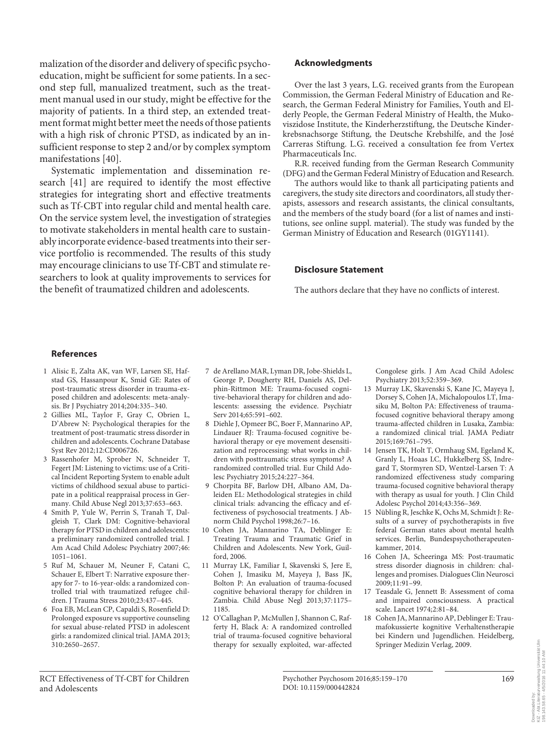malization of the disorder and delivery of specific psychoeducation, might be sufficient for some patients. In a second step full, manualized treatment, such as the treatment manual used in our study, might be effective for the majority of patients. In a third step, an extended treatment format might better meet the needs of those patients with a high risk of chronic PTSD, as indicated by an insufficient response to step 2 and/or by complex symptom manifestations [40].

Systematic implementation and dissemination research [41] are required to identify the most effective strategies for integrating short and effective treatments such as Tf-CBT into regular child and mental health care. On the service system level, the investigation of strategies to motivate stakeholders in mental health care to sustainably incorporate evidence-based treatments into their service portfolio is recommended. The results of this study may encourage clinicians to use Tf-CBT and stimulate researchers to look at quality improvements to services for the benefit of traumatized children and adolescents.

## Acknowledgments

Over the last 3 years, L.G. received grants from the European Commission, the German Federal Ministry of Education and Research, the German Federal Ministry for Families, Youth and Elderly People, the German Federal Ministry of Health, the Mukoviszidose Institute, the Kinderherzstiftung, the Deutsche Kinderkrebsnachsorge Stiftung, the Deutsche Krebshilfe, and the José Carreras Stiftung. L.G. received a consultation fee from Vertex Pharmaceuticals Inc.

R.R. received funding from the German Research Community (DFG) and the German Federal Ministry of Education and Research.

The authors would like to thank all participating patients and caregivers, the study site directors and coordinators, all study therapists, assessors and research assistants, the clinical consultants, and the members of the study board (for a list of names and institutions, see online suppl. material). The study was funded by the German Ministry of Education and Research (01GY1141).

## Disclosure Statement

The authors declare that they have no conflicts of interest.

## References

1. Alisic E, Zalta AK, van WF, Larsen SE, Hafstad GS, Hassanpour K, Smid GE: Rates of post-traumatic stress disorder in trauma-exposed children and adolescents: meta-analysis. Br J Psychiatry 2014;204:335–340.
2. Gillies ML, Taylor F, Gray C, Obrien L, D'Abrew N: Psychological therapies for the treatment of post-traumatic stress disorder in children and adolescents. Cochrane Database Syst Rev 2012;12:CD006726.
3. Rassenhofer M, Sprober N, Schneider T, Fegert JM: Listening to victims: use of a Critical Incident Reporting System to enable adult victims of childhood sexual abuse to participate in a political reappraisal process in Germany. Child Abuse Negl 2013;37:653–663.
4. Smith P, Yule W, Perrin S, Tranah T, Dalgleish T, Clark DM: Cognitive-behavioral therapy for PTSD in children and adolescents: a preliminary randomized controlled trial. J Am Acad Child Adolesc Psychiatry 2007;46:1051–1061.
5. Ruf M, Schauer M, Neuner F, Catani C, Schauer E, Elbert T: Narrative exposure therapy for 7- to 16-year-olds: a randomized controlled trial with traumatized refugee children. J Trauma Stress 2010;23:437–445.
6. Foa EB, McLean CP, Capaldi S, Rosenfield D: Prolonged exposure vs supportive counseling for sexual abuse-related PTSD in adolescent girls: a randomized clinical trial. JAMA 2013;310:2650–2657.
7. de Arellano MAR, Lyman DR, Jobe-Shields L, George P, Dougherty RH, Daniels AS, Delphin-Rittmon ME: Trauma-focused cognitive-behavioral therapy for children and adolescents: assessing the evidence. Psychiatr Serv 2014;65:591–602.
8. Diehle J, Opmeer BC, Boer F, Mannarino AP, Lindauer RJ: Trauma-focused cognitive behavioral therapy or eye movement desensitization and reprocessing: what works in children with posttraumatic stress symptoms? A randomized controlled trial. Eur Child Adolesc Psychiatry 2015;24:227–364.
9. Chorpita BF, Barlow DH, Albano AM, Daleiden EL: Methodological strategies in child clinical trials: advancing the efficacy and effectiveness of psychosocial treatments. J Abnorm Child Psychol 1998;26:7–16.
10. Cohen JA, Mannarino TA, Deblinger E: Treating Trauma and Traumatic Grief in Children and Adolescents. New York, Guilford, 2006.
11. Murray LK, Familiar I, Skavenski S, Jere E, Cohen J, Imasiku M, Mayeya J, Bass JK, Bolton P: An evaluation of trauma-focused cognitive behavioral therapy for children in Zambia. Child Abuse Negl 2013;37:1175–1185.
12. O'Callaghan P, McMullen J, Shannon C, Rafferty H, Black A: A randomized controlled trial of trauma-focused cognitive behavioral therapy for sexually exploited, war-affected Congolese girls. J Am Acad Child Adolesc Psychiatry 2013;52:359–369.
13. Murray LK, Skavenski S, Kane JC, Mayeya J, Dorsey S, Cohen JA, Michalopoulos LT, Imasiku M, Bolton PA: Effectiveness of trauma-focused cognitive behavioral therapy among trauma-affected children in Lusaka, Zambia: a randomized clinical trial. JAMA Pediatr 2015;169:761–795.
14. Jensen TK, Holt T, Ormhaug SM, Egeland K, Granly L, Hoaas LC, Hukkelberg SS, Indregard T, Stormyren SD, Wentzel-Larsen T: A randomized effectiveness study comparing trauma-focused cognitive behavioral therapy with therapy as usual for youth. J Clin Child Adolesc Psychol 2014;43:356–369.
15. Nübling R, Jeschke K, Ochs M, Schmidt J: Results of a survey of psychotherapists in five federal German states about mental health services. Berlin, Bundespsychotherapeutenkammer, 2014.
16. Cohen JA, Scheeringa MS: Post-traumatic stress disorder diagnosis in children: challenges and promises. Dialogues Clin Neurosci 2009;11:91–99.
17. Teasdale G, Jennett B: Assessment of coma and impaired consciousness. A practical scale. Lancet 1974;2:81–84.
18. Cohen JA, Mannarino AP, Deblinger E: Traumafokussierte kognitive Verhaltenstherapie bei Kindern und Jugendlichen. Heidelberg, Springer Medizin Verlag, 2009.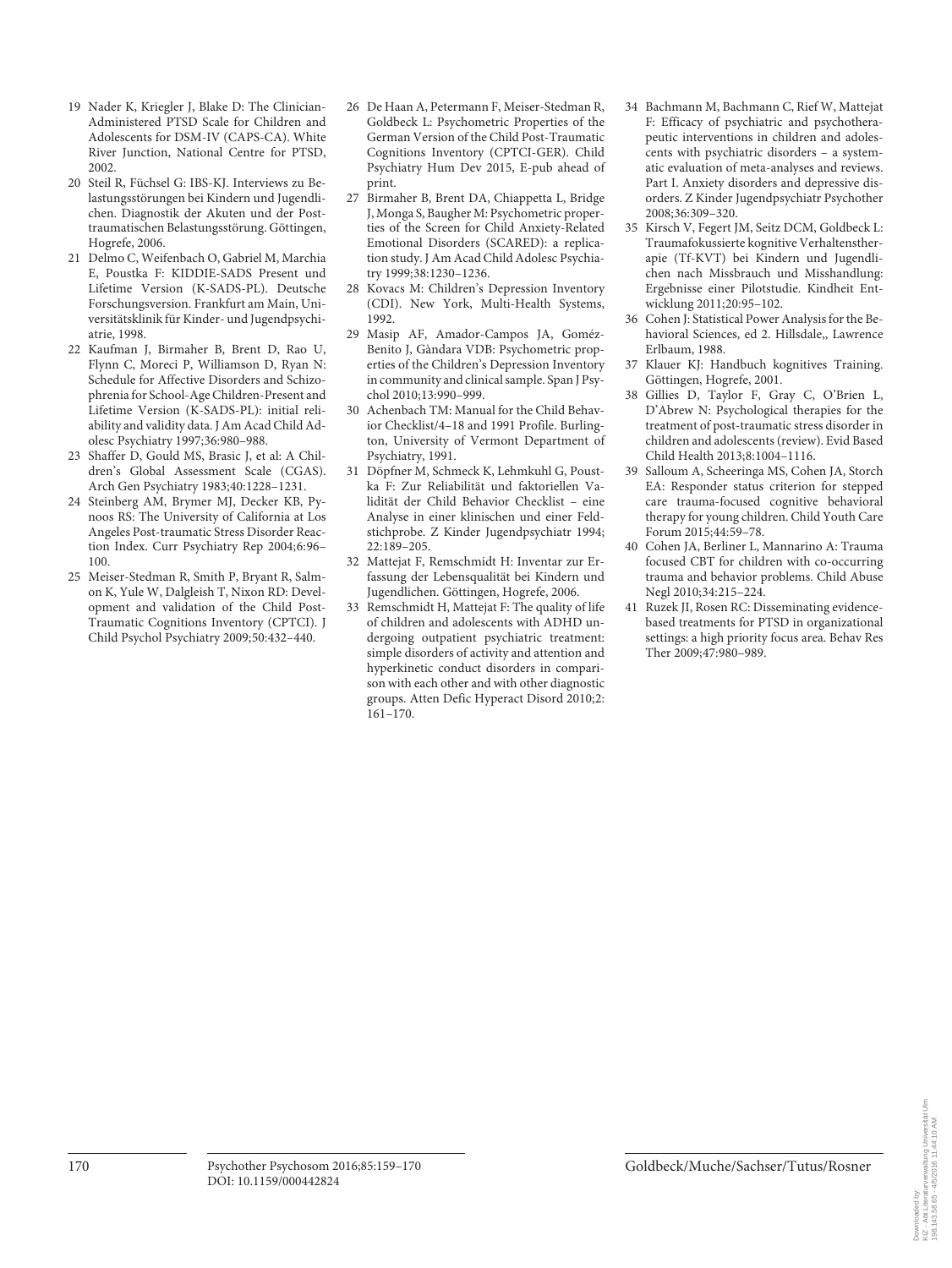19 Nader K, Kriegler J, Blake D: The Clinician-Administered PTSD Scale for Children and Adolescents for DSM-IV (CAPS-CA). White River Junction, National Centre for PTSD, 2002.

20 Steil R, Füchsel G: IBS-KJ. Interviews zu Belastungsstörungen bei Kindern und Jugendlichen. Diagnostik der Akuten und der Posttraumatischen Belastungsstörung. Göttingen, Hogrefe, 2006.

21 Delmo C, Weifenbach O, Gabriel M, Marchia E, Poustka F: KIDDIE-SADS Present und Lifetime Version (K-SADS-PL). Deutsche Forschungsversion. Frankfurt am Main, Universitätsklinik für Kinder- und Jugendpsychiatrie, 1998.

22 Kaufman J, Birmaher B, Brent D, Rao U, Flynn C, Moreci P, Williamson D, Ryan N: Schedule for Affective Disorders and Schizophrenia for School-Age Children-Present and Lifetime Version (K-SADS-PL): initial reliability and validity data. J Am Acad Child Adolesc Psychiatry 1997;36:980–988.

23 Shaffer D, Gould MS, Brasic J, et al: A Children's Global Assessment Scale (CGAS). Arch Gen Psychiatry 1983;40:1228–1231.

24 Steinberg AM, Brymer MJ, Decker KB, Pynoos RS: The University of California at Los Angeles Post-traumatic Stress Disorder Reaction Index. Curr Psychiatry Rep 2004;6:96–100.

25 Meiser-Stedman R, Smith P, Bryant R, Salmon K, Yule W, Dalgleish T, Nixon RD: Development and validation of the Child Post-Traumatic Cognitions Inventory (CPTCI). J Child Psychol Psychiatry 2009;50:432–440.

26 De Haan A, Petermann F, Meiser-Stedman R, Goldbeck L: Psychometric Properties of the German Version of the Child Post-Traumatic Cognitions Inventory (CPTCI-GER). Child Psychiatry Hum Dev 2015, E-pub ahead of print.

27 Birmaher B, Brent DA, Chiappetta L, Bridge J, Monga S, Baugher M: Psychometric properties of the Screen for Child Anxiety-Related Emotional Disorders (SCARED): a replication study. J Am Acad Child Adolesc Psychiatry 1999;38:1230–1236.

28 Kovacs M: Children's Depression Inventory (CDI). New York, Multi-Health Systems, 1992.

29 Masip AF, Amador-Campos JA, Goméz-Benito J, Gàndara VDB: Psychometric properties of the Children's Depression Inventory in community and clinical sample. Span J Psychol 2010;13:990–999.

30 Achenbach TM: Manual for the Child Behavior Checklist/4–18 and 1991 Profile. Burlington, University of Vermont Department of Psychiatry, 1991.

31 Döpfner M, Schmeck K, Lehmkuhl G, Poustka F: Zur Reliabilität und faktoriellen Validität der Child Behavior Checklist – eine Analyse in einer klinischen und einer Feldstichprobe. Z Kinder Jugendpsychiatr 1994; 22:189–205.

32 Mattejat F, Remschmidt H: Inventar zur Erfassung der Lebensqualität bei Kindern und Jugendlichen. Göttingen, Hogrefe, 2006.

33 Remschmidt H, Mattejat F: The quality of life of children and adolescents with ADHD undergoing outpatient psychiatric treatment: simple disorders of activity and attention and hyperkinetic conduct disorders in comparison with each other and with other diagnostic groups. Atten Defic Hyperact Disord 2010;2: 161–170.

34 Bachmann M, Bachmann C, Rief W, Mattejat F: Efficacy of psychiatric and psychotherapeutic interventions in children and adolescents with psychiatric disorders – a systematic evaluation of meta-analyses and reviews. Part I. Anxiety disorders and depressive disorders. Z Kinder Jugendpsychiatr Psychother 2008;36:309–320.

35 Kirsch V, Fegert JM, Seitz DCM, Goldbeck L: Traumafokussierte kognitive Verhaltenstherapie (Tf-KVT) bei Kindern und Jugendlichen nach Missbrauch und Misshandlung: Ergebnisse einer Pilotstudie. Kindheit Entwicklung 2011;20:95–102.

36 Cohen J: Statistical Power Analysis for the Behavioral Sciences, ed 2. Hillsdale,, Lawrence Erlbaum, 1988.

37 Klauer KJ: Handbuch kognitives Training. Göttingen, Hogrefe, 2001.

38 Gillies D, Taylor F, Gray C, O'Brien L, D'Abrew N: Psychological therapies for the treatment of post-traumatic stress disorder in children and adolescents (review). Evid Based Child Health 2013;8:1004–1116.

39 Salloum A, Scheeringa MS, Cohen JA, Storch EA: Responder status criterion for stepped care trauma-focused cognitive behavioral therapy for young children. Child Youth Care Forum 2015;44:59–78.

40 Cohen JA, Berliner L, Mannarino A: Trauma focused CBT for children with co-occurring trauma and behavior problems. Child Abuse Negl 2010;34:215–224.

41 Ruzek JI, Rosen RC: Disseminating evidence-based treatments for PTSD in organizational settings: a high priority focus area. Behav Res Ther 2009;47:980–989.